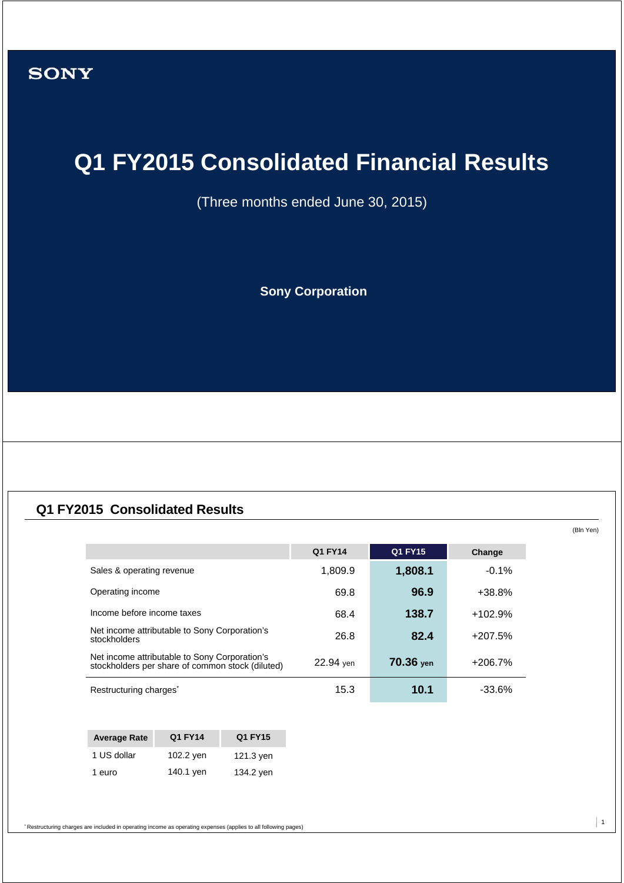SONY

# Q1 FY2015 Consolidated Financial Results

(Three months ended June 30, 2015)

**Sony Corporation**

## Q1 FY2015 Consolidated Results

(Bln Yen)

| | Q1 FY14 | Q1 FY15 | Change |
|---|---|---|---|
| Sales & operating revenue | 1,809.9 | **1,808.1** | -0.1% |
| Operating income | 69.8 | **96.9** | +38.8% |
| Income before income taxes | 68.4 | **138.7** | +102.9% |
| Net income attributable to Sony Corporation's stockholders | 26.8 | **82.4** | +207.5% |
| Net income attributable to Sony Corporation's stockholders per share of common stock (diluted) | 22.94 yen | **70.36 yen** | +206.7% |
| Restructuring charges* | 15.3 | **10.1** | -33.6% |

| Average Rate | Q1 FY14 | Q1 FY15 |
|---|---|---|
| 1 US dollar | 102.2 yen | 121.3 yen |
| 1 euro | 140.1 yen | 134.2 yen |

* Restructuring charges are included in operating income as operating expenses (applies to all following pages)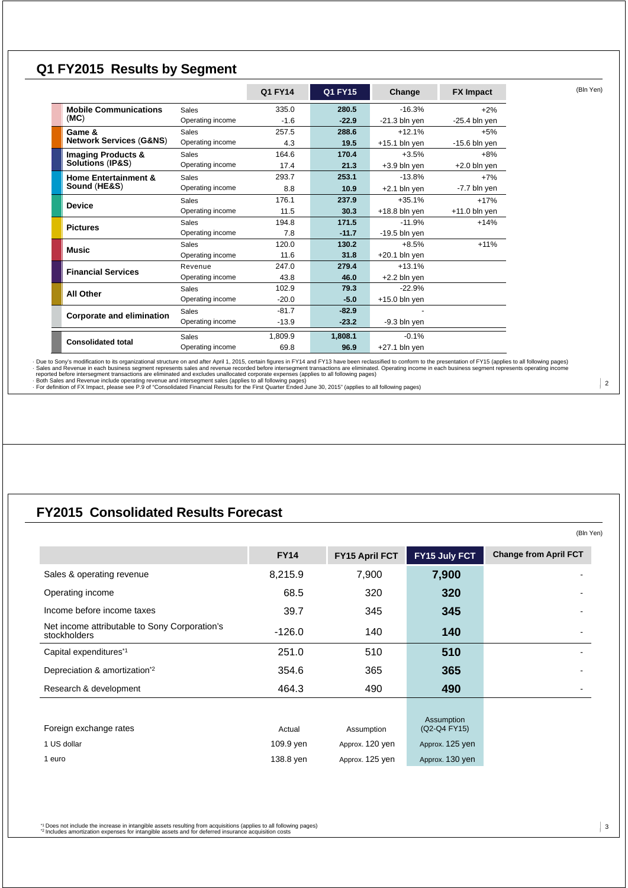## Q1 FY2015 Results by Segment

(Bln Yen)

| Segment | | Q1 FY14 | Q1 FY15 | Change | FX Impact |
|---|---|---|---|---|---|
| **Mobile Communications** (**MC**) | Sales | 335.0 | **280.5** | -16.3% | +2% |
| | Operating income | -1.6 | **-22.9** | -21.3 bln yen | -25.4 bln yen |
| **Game & Network Services** (**G&NS**) | Sales | 257.5 | **288.6** | +12.1% | +5% |
| | Operating income | 4.3 | **19.5** | +15.1 bln yen | -15.6 bln yen |
| **Imaging Products & Solutions** (**IP&S**) | Sales | 164.6 | **170.4** | +3.5% | +8% |
| | Operating income | 17.4 | **21.3** | +3.9 bln yen | +2.0 bln yen |
| **Home Entertainment & Sound** (**HE&S**) | Sales | 293.7 | **253.1** | -13.8% | +7% |
| | Operating income | 8.8 | **10.9** | +2.1 bln yen | -7.7 bln yen |
| **Device** | Sales | 176.1 | **237.9** | +35.1% | +17% |
| | Operating income | 11.5 | **30.3** | +18.8 bln yen | +11.0 bln yen |
| **Pictures** | Sales | 194.8 | **171.5** | -11.9% | +14% |
| | Operating income | 7.8 | **-11.7** | -19.5 bln yen | |
| **Music** | Sales | 120.0 | **130.2** | +8.5% | +11% |
| | Operating income | 11.6 | **31.8** | +20.1 bln yen | |
| **Financial Services** | Revenue | 247.0 | **279.4** | +13.1% | |
| | Operating income | 43.8 | **46.0** | +2.2 bln yen | |
| **All Other** | Sales | 102.9 | **79.3** | -22.9% | |
| | Operating income | -20.0 | **-5.0** | +15.0 bln yen | |
| **Corporate and elimination** | Sales | -81.7 | **-82.9** | - | |
| | Operating income | -13.9 | **-23.2** | -9.3 bln yen | |
| **Consolidated total** | Sales | 1,809.9 | **1,808.1** | -0.1% | |
| | Operating income | 69.8 | **96.9** | +27.1 bln yen | |

- Due to Sony's modification to its organizational structure on and after April 1, 2015, certain figures in FY14 and FY13 have been reclassified to conform to the presentation of FY15 (applies to all following pages)
- Sales and Revenue in each business segment represents sales and revenue recorded before intersegment transactions are eliminated. Operating income in each business segment represents operating income reported before intersegment transactions are eliminated and excludes unallocated corporate expenses (applies to all following pages)
- Both Sales and Revenue include operating revenue and intersegment sales (applies to all following pages)
- For definition of FX Impact, please see P.9 of "Consolidated Financial Results for the First Quarter Ended June 30, 2015" (applies to all following pages)

## FY2015 Consolidated Results Forecast

(Bln Yen)

| | FY14 | FY15 April FCT | FY15 July FCT | Change from April FCT |
|---|---|---|---|---|
| Sales & operating revenue | 8,215.9 | 7,900 | **7,900** | - |
| Operating income | 68.5 | 320 | **320** | - |
| Income before income taxes | 39.7 | 345 | **345** | - |
| Net income attributable to Sony Corporation's stockholders | -126.0 | 140 | **140** | - |
| Capital expenditures[*1] | 251.0 | 510 | **510** | - |
| Depreciation & amortization[*2] | 354.6 | 365 | **365** | - |
| Research & development | 464.3 | 490 | **490** | - |
| Foreign exchange rates | Actual | Assumption | Assumption (Q2-Q4 FY15) | |
| 1 US dollar | 109.9 yen | Approx. 120 yen | Approx. 125 yen | |
| 1 euro | 138.8 yen | Approx. 125 yen | Approx. 130 yen | |

[*1] Does not include the increase in intangible assets resulting from acquisitions (applies to all following pages)
[*2] Includes amortization expenses for intangible assets and for deferred insurance acquisition costs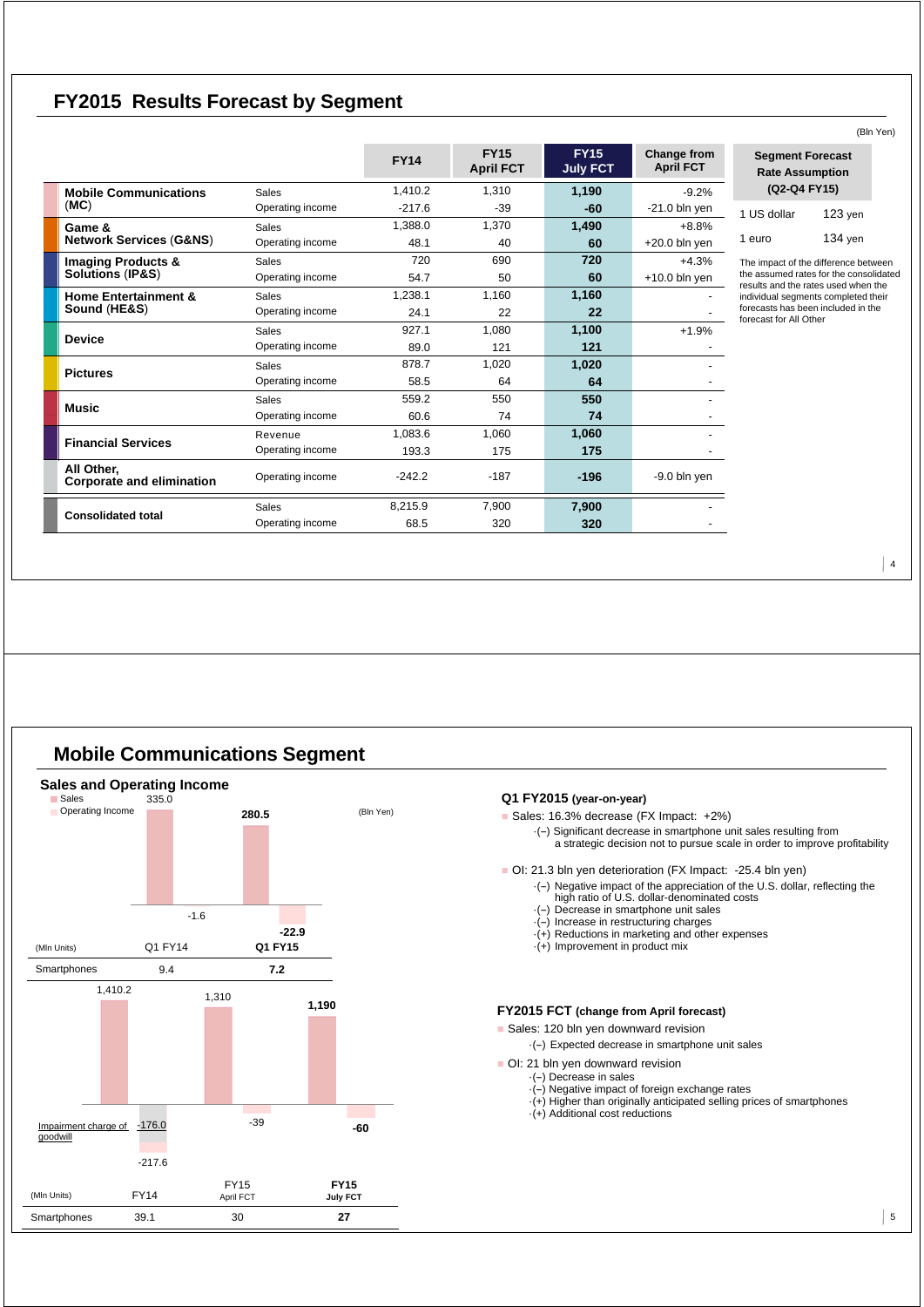## FY2015 Results Forecast by Segment

(Bln Yen)

| Segment | | FY14 | FY15 April FCT | FY15 July FCT | Change from April FCT |
|---|---|---|---|---|---|
| Mobile Communications (MC) | Sales | 1,410.2 | 1,310 | **1,190** | -9.2% |
| | Operating income | -217.6 | -39 | **-60** | -21.0 bln yen |
| Game & Network Services (G&NS) | Sales | 1,388.0 | 1,370 | **1,490** | +8.8% |
| | Operating income | 48.1 | 40 | **60** | +20.0 bln yen |
| Imaging Products & Solutions (IP&S) | Sales | 720 | 690 | **720** | +4.3% |
| | Operating income | 54.7 | 50 | **60** | +10.0 bln yen |
| Home Entertainment & Sound (HE&S) | Sales | 1,238.1 | 1,160 | **1,160** | - |
| | Operating income | 24.1 | 22 | **22** | - |
| Device | Sales | 927.1 | 1,080 | **1,100** | +1.9% |
| | Operating income | 89.0 | 121 | **121** | - |
| Pictures | Sales | 878.7 | 1,020 | **1,020** | - |
| | Operating income | 58.5 | 64 | **64** | - |
| Music | Sales | 559.2 | 550 | **550** | - |
| | Operating income | 60.6 | 74 | **74** | - |
| Financial Services | Revenue | 1,083.6 | 1,060 | **1,060** | - |
| | Operating income | 193.3 | 175 | **175** | - |
| All Other, Corporate and elimination | Operating income | -242.2 | -187 | **-196** | -9.0 bln yen |
| Consolidated total | Sales | 8,215.9 | 7,900 | **7,900** | - |
| | Operating income | 68.5 | 320 | **320** | - |

| Segment Forecast Rate Assumption (Q2-Q4 FY15) | |
|---|---|
| 1 US dollar | 123 yen |
| 1 euro | 134 yen |

The impact of the difference between the assumed rates for the consolidated results and the rates used when the individual segments completed their forecasts has been included in the forecast for All Other

## Mobile Communications Segment

### Sales and Operating Income

(Bln Yen)

| | Q1 FY14 | Q1 FY15 |
|---|---|---|
| Sales | 335.0 | **280.5** |
| Operating Income | -1.6 | **-22.9** |

| (Mln Units) | Q1 FY14 | Q1 FY15 |
|---|---|---|
| Smartphones | 9.4 | **7.2** |

| | FY14 | FY15 April FCT | FY15 July FCT |
|---|---|---|---|
| Sales | 1,410.2 | 1,310 | **1,190** |
| Operating Income | -217.6 (Impairment charge of goodwill -176.0) | -39 | **-60** |

| (Mln Units) | FY14 | FY15 April FCT | FY15 July FCT |
|---|---|---|---|
| Smartphones | 39.1 | 30 | **27** |

**Q1 FY2015 (year-on-year)**

- Sales: 16.3% decrease (FX Impact: +2%)
  - (–) Significant decrease in smartphone unit sales resulting from a strategic decision not to pursue scale in order to improve profitability
- OI: 21.3 bln yen deterioration (FX Impact: -25.4 bln yen)
  - (–) Negative impact of the appreciation of the U.S. dollar, reflecting the high ratio of U.S. dollar-denominated costs
  - (–) Decrease in smartphone unit sales
  - (–) Increase in restructuring charges
  - (+) Reductions in marketing and other expenses
  - (+) Improvement in product mix

**FY2015 FCT (change from April forecast)**

- Sales: 120 bln yen downward revision
  - (–) Expected decrease in smartphone unit sales
- OI: 21 bln yen downward revision
  - (–) Decrease in sales
  - (–) Negative impact of foreign exchange rates
  - (+) Higher than originally anticipated selling prices of smartphones
  - (+) Additional cost reductions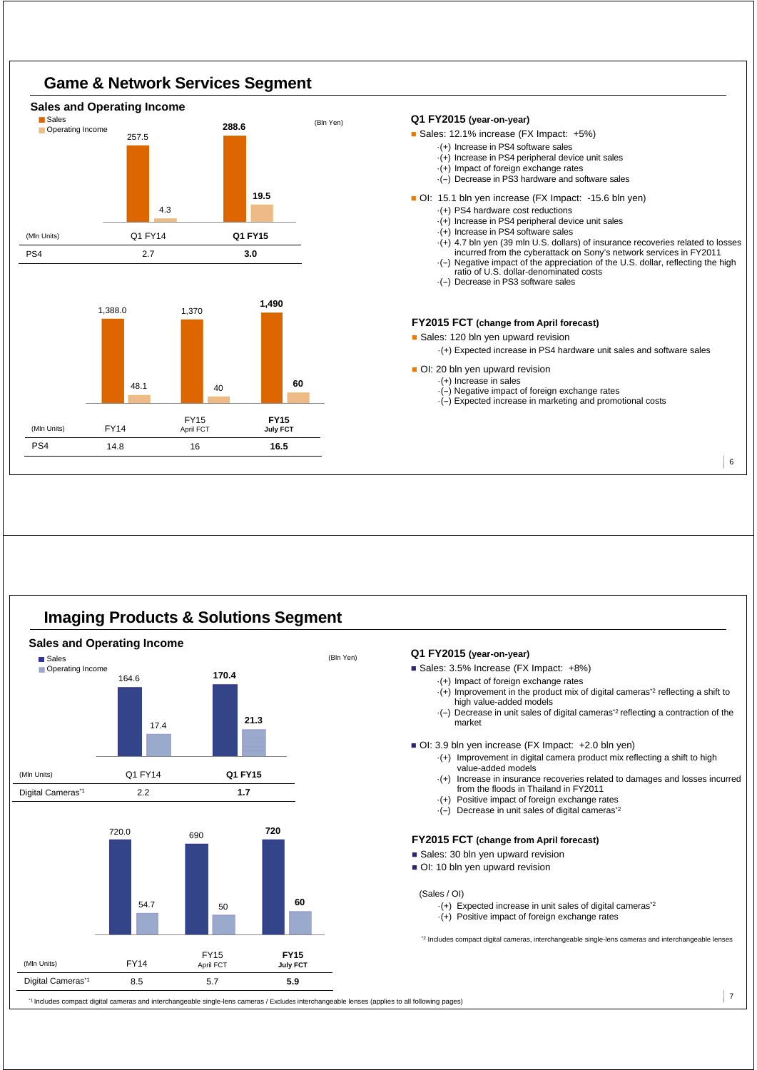## Game & Network Services Segment

### Sales and Operating Income

(Bln Yen)

| | Q1 FY14 | Q1 FY15 |
|---|---|---|
| Sales | 257.5 | **288.6** |
| Operating Income | 4.3 | **19.5** |

| (Mln Units) | Q1 FY14 | Q1 FY15 |
|---|---|---|
| PS4 | 2.7 | **3.0** |

| | FY14 | FY15 April FCT | FY15 July FCT |
|---|---|---|---|
| Sales | 1,388.0 | 1,370 | **1,490** |
| Operating Income | 48.1 | 40 | **60** |

| (Mln Units) | FY14 | FY15 April FCT | FY15 July FCT |
|---|---|---|---|
| PS4 | 14.8 | 16 | **16.5** |

**Q1 FY2015 (year-on-year)**

- Sales: 12.1% increase (FX Impact: +5%)
  - (+) Increase in PS4 software sales
  - (+) Increase in PS4 peripheral device unit sales
  - (+) Impact of foreign exchange rates
  - (–) Decrease in PS3 hardware and software sales
- OI: 15.1 bln yen increase (FX Impact: -15.6 bln yen)
  - (+) PS4 hardware cost reductions
  - (+) Increase in PS4 peripheral device unit sales
  - (+) Increase in PS4 software sales
  - (+) 4.7 bln yen (39 mln U.S. dollars) of insurance recoveries related to losses incurred from the cyberattack on Sony's network services in FY2011
  - (–) Negative impact of the appreciation of the U.S. dollar, reflecting the high ratio of U.S. dollar-denominated costs
  - (–) Decrease in PS3 software sales

**FY2015 FCT (change from April forecast)**

- Sales: 120 bln yen upward revision
  - (+) Expected increase in PS4 hardware unit sales and software sales
- OI: 20 bln yen upward revision
  - (+) Increase in sales
  - (–) Negative impact of foreign exchange rates
  - (–) Expected increase in marketing and promotional costs

## Imaging Products & Solutions Segment

### Sales and Operating Income

(Bln Yen)

| | Q1 FY14 | Q1 FY15 |
|---|---|---|
| Sales | 164.6 | **170.4** |
| Operating Income | 17.4 | **21.3** |

| (Mln Units) | Q1 FY14 | Q1 FY15 |
|---|---|---|
| Digital Cameras[*1] | 2.2 | **1.7** |

| | FY14 | FY15 April FCT | FY15 July FCT |
|---|---|---|---|
| Sales | 720.0 | 690 | **720** |
| Operating Income | 54.7 | 50 | **60** |

| (Mln Units) | FY14 | FY15 April FCT | FY15 July FCT |
|---|---|---|---|
| Digital Cameras[*1] | 8.5 | 5.7 | **5.9** |

**Q1 FY2015 (year-on-year)**

- Sales: 3.5% Increase (FX Impact: +8%)
  - (+) Impact of foreign exchange rates
  - (+) Improvement in the product mix of digital cameras[*2] reflecting a shift to high value-added models
  - (–) Decrease in unit sales of digital cameras[*2] reflecting a contraction of the market
- OI: 3.9 bln yen increase (FX Impact: +2.0 bln yen)
  - (+) Improvement in digital camera product mix reflecting a shift to high value-added models
  - (+) Increase in insurance recoveries related to damages and losses incurred from the floods in Thailand in FY2011
  - (+) Positive impact of foreign exchange rates
  - (–) Decrease in unit sales of digital cameras[*2]

**FY2015 FCT (change from April forecast)**

- Sales: 30 bln yen upward revision
- OI: 10 bln yen upward revision

(Sales / OI)
- (+) Expected increase in unit sales of digital cameras[*2]
- (+) Positive impact of foreign exchange rates

[*2] Includes compact digital cameras, interchangeable single-lens cameras and interchangeable lenses

[*1] Includes compact digital cameras and interchangeable single-lens cameras / Excludes interchangeable lenses (applies to all following pages)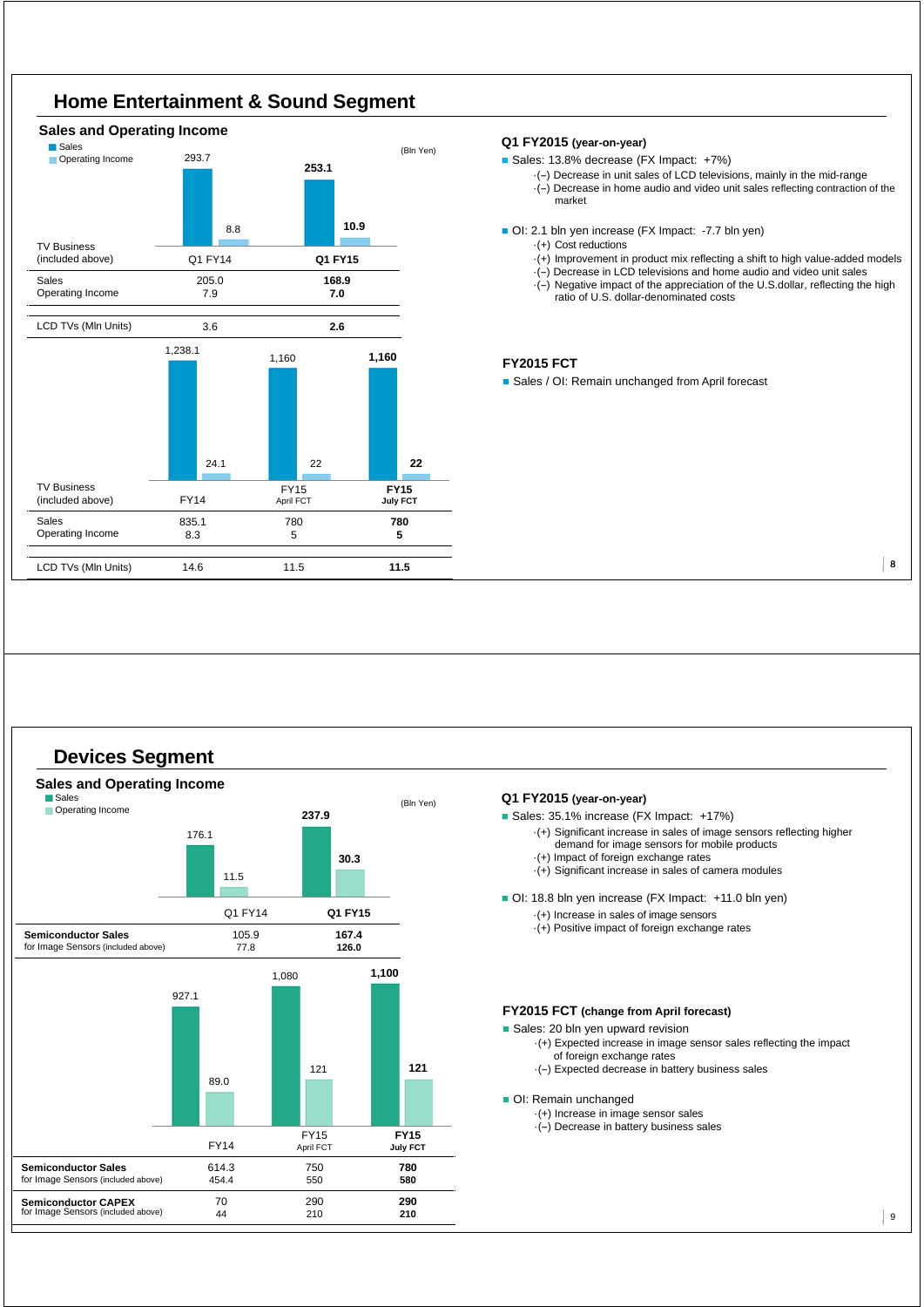## Home Entertainment & Sound Segment

### Sales and Operating Income

(Bln Yen)

| | Q1 FY14 | **Q1 FY15** |
|---|---|---|
| Sales | 293.7 | **253.1** |
| Operating Income | 8.8 | **10.9** |
| **TV Business (included above)** | | |
| Sales | 205.0 | **168.9** |
| Operating Income | 7.9 | **7.0** |
| LCD TVs (Mln Units) | 3.6 | **2.6** |

| | FY14 | FY15 April FCT | **FY15 July FCT** |
|---|---|---|---|
| Sales | 1,238.1 | 1,160 | **1,160** |
| Operating Income | 24.1 | 22 | **22** |
| **TV Business (included above)** | | | |
| Sales | 835.1 | 780 | **780** |
| Operating Income | 8.3 | 5 | **5** |
| LCD TVs (Mln Units) | 14.6 | 11.5 | **11.5** |

### Q1 FY2015 (year-on-year)

- Sales: 13.8% decrease (FX Impact: +7%)
  - (–) Decrease in unit sales of LCD televisions, mainly in the mid-range
  - (–) Decrease in home audio and video unit sales reflecting contraction of the market
- OI: 2.1 bln yen increase (FX Impact: -7.7 bln yen)
  - (+) Cost reductions
  - (+) Improvement in product mix reflecting a shift to high value-added models
  - (–) Decrease in LCD televisions and home audio and video unit sales
  - (–) Negative impact of the appreciation of the U.S.dollar, reflecting the high ratio of U.S. dollar-denominated costs

### FY2015 FCT

- Sales / OI: Remain unchanged from April forecast

## Devices Segment

### Sales and Operating Income

(Bln Yen)

| | Q1 FY14 | **Q1 FY15** |
|---|---|---|
| Sales | 176.1 | **237.9** |
| Operating Income | 11.5 | **30.3** |
| **Semiconductor Sales** | 105.9 | **167.4** |
| for Image Sensors (included above) | 77.8 | **126.0** |

| | FY14 | FY15 April FCT | **FY15 July FCT** |
|---|---|---|---|
| Sales | 927.1 | 1,080 | **1,100** |
| Operating Income | 89.0 | 121 | **121** |
| **Semiconductor Sales** | 614.3 | 750 | **780** |
| for Image Sensors (included above) | 454.4 | 550 | **580** |
| **Semiconductor CAPEX** | 70 | 290 | **290** |
| for Image Sensors (included above) | 44 | 210 | **210** |

### Q1 FY2015 (year-on-year)

- Sales: 35.1% increase (FX Impact: +17%)
  - (+) Significant increase in sales of image sensors reflecting higher demand for image sensors for mobile products
  - (+) Impact of foreign exchange rates
  - (+) Significant increase in sales of camera modules
- OI: 18.8 bln yen increase (FX Impact: +11.0 bln yen)
  - (+) Increase in sales of image sensors
  - (+) Positive impact of foreign exchange rates

### FY2015 FCT (change from April forecast)

- Sales: 20 bln yen upward revision
  - (+) Expected increase in image sensor sales reflecting the impact of foreign exchange rates
  - (–) Expected decrease in battery business sales
- OI: Remain unchanged
  - (+) Increase in image sensor sales
  - (–) Decrease in battery business sales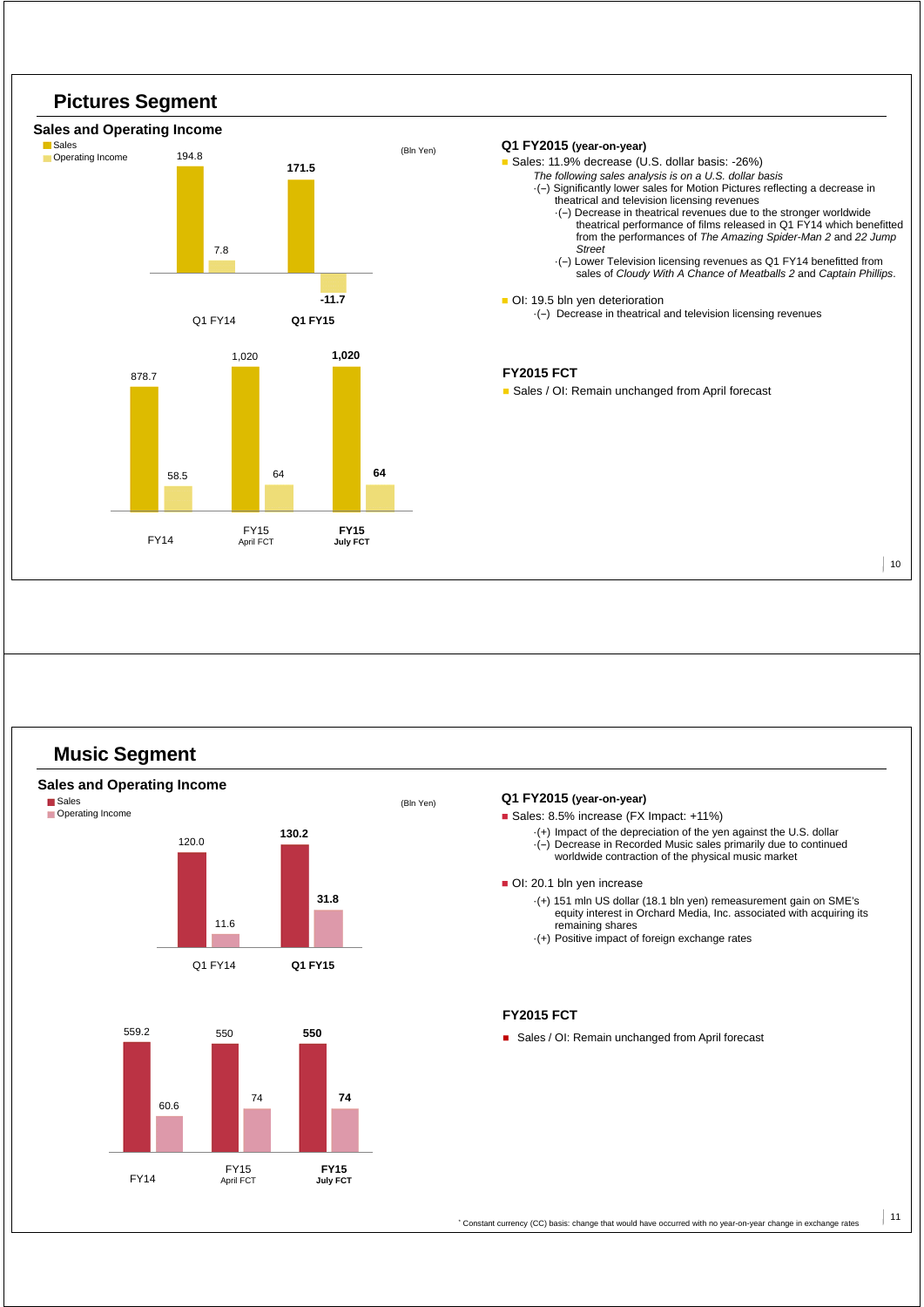## Pictures Segment

### Sales and Operating Income

(Bln Yen)

| | Sales | Operating Income |
|---|---|---|
| Q1 FY14 | 194.8 | 7.8 |
| **Q1 FY15** | **171.5** | **-11.7** |

| | Sales | Operating Income |
|---|---|---|
| FY14 | 878.7 | 58.5 |
| FY15 April FCT | 1,020 | 64 |
| **FY15 July FCT** | **1,020** | **64** |

**Q1 FY2015 (year-on-year)**

- Sales: 11.9% decrease (U.S. dollar basis: -26%)
  - *The following sales analysis is on a U.S. dollar basis*
  - (–) Significantly lower sales for Motion Pictures reflecting a decrease in theatrical and television licensing revenues
    - (–) Decrease in theatrical revenues due to the stronger worldwide theatrical performance of films released in Q1 FY14 which benefitted from the performances of *The Amazing Spider-Man 2* and *22 Jump Street*
    - (–) Lower Television licensing revenues as Q1 FY14 benefitted from sales of *Cloudy With A Chance of Meatballs 2* and *Captain Phillips*.
- OI: 19.5 bln yen deterioration
  - (–) Decrease in theatrical and television licensing revenues

**FY2015 FCT**

- Sales / OI: Remain unchanged from April forecast

## Music Segment

### Sales and Operating Income

(Bln Yen)

| | Sales | Operating Income |
|---|---|---|
| Q1 FY14 | 120.0 | 11.6 |
| **Q1 FY15** | **130.2** | **31.8** |

| | Sales | Operating Income |
|---|---|---|
| FY14 | 559.2 | 60.6 |
| FY15 April FCT | 550 | 74 |
| **FY15 July FCT** | **550** | **74** |

**Q1 FY2015 (year-on-year)**

- Sales: 8.5% increase (FX Impact: +11%)
  - (+) Impact of the depreciation of the yen against the U.S. dollar
  - (–) Decrease in Recorded Music sales primarily due to continued worldwide contraction of the physical music market
- OI: 20.1 bln yen increase
  - (+) 151 mln US dollar (18.1 bln yen) remeasurement gain on SME's equity interest in Orchard Media, Inc. associated with acquiring its remaining shares
  - (+) Positive impact of foreign exchange rates

**FY2015 FCT**

- Sales / OI: Remain unchanged from April forecast

* Constant currency (CC) basis: change that would have occurred with no year-on-year change in exchange rates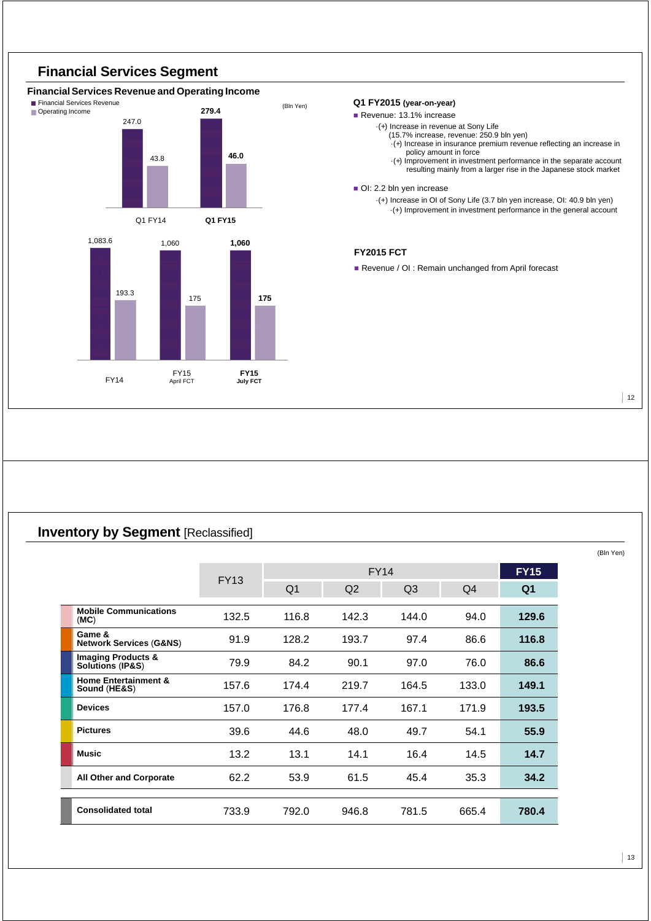## Financial Services Segment

### Financial Services Revenue and Operating Income

(Bln Yen)

| | Financial Services Revenue | Operating Income |
|---|---|---|
| Q1 FY14 | 247.0 | 43.8 |
| **Q1 FY15** | **279.4** | **46.0** |

| | Financial Services Revenue | Operating Income |
|---|---|---|
| FY14 | 1,083.6 | 193.3 |
| FY15 April FCT | 1,060 | 175 |
| **FY15 July FCT** | **1,060** | **175** |

**Q1 FY2015 (year-on-year)**

- Revenue: 13.1% increase
  - ·(+) Increase in revenue at Sony Life (15.7% increase, revenue: 250.9 bln yen)
    - ·(+) Increase in insurance premium revenue reflecting an increase in policy amount in force
    - ·(+) Improvement in investment performance in the separate account resulting mainly from a larger rise in the Japanese stock market
- OI: 2.2 bln yen increase
  - ·(+) Increase in OI of Sony Life (3.7 bln yen increase, OI: 40.9 bln yen)
    - ·(+) Improvement in investment performance in the general account

**FY2015 FCT**

- Revenue / OI : Remain unchanged from April forecast

## Inventory by Segment [Reclassified]

(Bln Yen)

| | FY13 | FY14 | | | | **FY15** |
|---|---|---|---|---|---|---|
| | | Q1 | Q2 | Q3 | Q4 | **Q1** |
| **Mobile Communications** (**MC**) | 132.5 | 116.8 | 142.3 | 144.0 | 94.0 | **129.6** |
| **Game & Network Services** (**G&NS**) | 91.9 | 128.2 | 193.7 | 97.4 | 86.6 | **116.8** |
| **Imaging Products & Solutions** (**IP&S**) | 79.9 | 84.2 | 90.1 | 97.0 | 76.0 | **86.6** |
| **Home Entertainment & Sound** (**HE&S**) | 157.6 | 174.4 | 219.7 | 164.5 | 133.0 | **149.1** |
| **Devices** | 157.0 | 176.8 | 177.4 | 167.1 | 171.9 | **193.5** |
| **Pictures** | 39.6 | 44.6 | 48.0 | 49.7 | 54.1 | **55.9** |
| **Music** | 13.2 | 13.1 | 14.1 | 16.4 | 14.5 | **14.7** |
| **All Other and Corporate** | 62.2 | 53.9 | 61.5 | 45.4 | 35.3 | **34.2** |
| **Consolidated total** | 733.9 | 792.0 | 946.8 | 781.5 | 665.4 | **780.4** |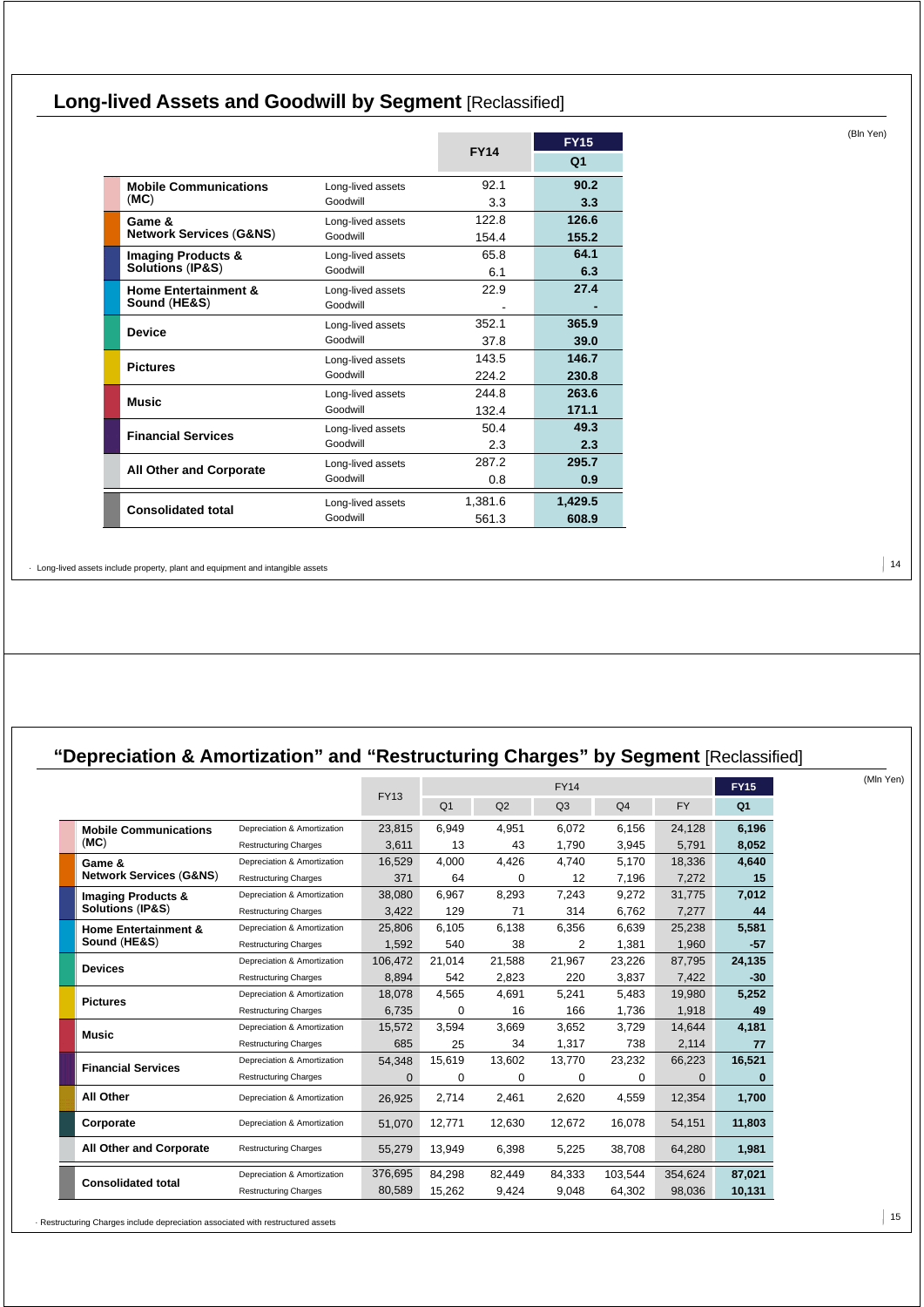## Long-lived Assets and Goodwill by Segment [Reclassified]

(Bln Yen)

| | | FY14 | FY15 Q1 |
|---|---|---|---|
| Mobile Communications (MC) | Long-lived assets | 92.1 | **90.2** |
| | Goodwill | 3.3 | **3.3** |
| Game & Network Services (G&NS) | Long-lived assets | 122.8 | **126.6** |
| | Goodwill | 154.4 | **155.2** |
| Imaging Products & Solutions (IP&S) | Long-lived assets | 65.8 | **64.1** |
| | Goodwill | 6.1 | **6.3** |
| Home Entertainment & Sound (HE&S) | Long-lived assets | 22.9 | **27.4** |
| | Goodwill | - | **-** |
| Device | Long-lived assets | 352.1 | **365.9** |
| | Goodwill | 37.8 | **39.0** |
| Pictures | Long-lived assets | 143.5 | **146.7** |
| | Goodwill | 224.2 | **230.8** |
| Music | Long-lived assets | 244.8 | **263.6** |
| | Goodwill | 132.4 | **171.1** |
| Financial Services | Long-lived assets | 50.4 | **49.3** |
| | Goodwill | 2.3 | **2.3** |
| All Other and Corporate | Long-lived assets | 287.2 | **295.7** |
| | Goodwill | 0.8 | **0.9** |
| Consolidated total | Long-lived assets | 1,381.6 | **1,429.5** |
| | Goodwill | 561.3 | **608.9** |

· Long-lived assets include property, plant and equipment and intangible assets

## "Depreciation & Amortization" and "Restructuring Charges" by Segment [Reclassified]

(Mln Yen)

| | | FY13 | FY14 | | | | | FY15 |
|---|---|---|---|---|---|---|---|---|
| | | | Q1 | Q2 | Q3 | Q4 | FY | Q1 |
| Mobile Communications (MC) | Depreciation & Amortization | 23,815 | 6,949 | 4,951 | 6,072 | 6,156 | 24,128 | **6,196** |
| | Restructuring Charges | 3,611 | 13 | 43 | 1,790 | 3,945 | 5,791 | **8,052** |
| Game & Network Services (G&NS) | Depreciation & Amortization | 16,529 | 4,000 | 4,426 | 4,740 | 5,170 | 18,336 | **4,640** |
| | Restructuring Charges | 371 | 64 | 0 | 12 | 7,196 | 7,272 | **15** |
| Imaging Products & Solutions (IP&S) | Depreciation & Amortization | 38,080 | 6,967 | 8,293 | 7,243 | 9,272 | 31,775 | **7,012** |
| | Restructuring Charges | 3,422 | 129 | 71 | 314 | 6,762 | 7,277 | **44** |
| Home Entertainment & Sound (HE&S) | Depreciation & Amortization | 25,806 | 6,105 | 6,138 | 6,356 | 6,639 | 25,238 | **5,581** |
| | Restructuring Charges | 1,592 | 540 | 38 | 2 | 1,381 | 1,960 | **-57** |
| Devices | Depreciation & Amortization | 106,472 | 21,014 | 21,588 | 21,967 | 23,226 | 87,795 | **24,135** |
| | Restructuring Charges | 8,894 | 542 | 2,823 | 220 | 3,837 | 7,422 | **-30** |
| Pictures | Depreciation & Amortization | 18,078 | 4,565 | 4,691 | 5,241 | 5,483 | 19,980 | **5,252** |
| | Restructuring Charges | 6,735 | 0 | 16 | 166 | 1,736 | 1,918 | **49** |
| Music | Depreciation & Amortization | 15,572 | 3,594 | 3,669 | 3,652 | 3,729 | 14,644 | **4,181** |
| | Restructuring Charges | 685 | 25 | 34 | 1,317 | 738 | 2,114 | **77** |
| Financial Services | Depreciation & Amortization | 54,348 | 15,619 | 13,602 | 13,770 | 23,232 | 66,223 | **16,521** |
| | Restructuring Charges | 0 | 0 | 0 | 0 | 0 | 0 | **0** |
| All Other | Depreciation & Amortization | 26,925 | 2,714 | 2,461 | 2,620 | 4,559 | 12,354 | **1,700** |
| Corporate | Depreciation & Amortization | 51,070 | 12,771 | 12,630 | 12,672 | 16,078 | 54,151 | **11,803** |
| All Other and Corporate | Restructuring Charges | 55,279 | 13,949 | 6,398 | 5,225 | 38,708 | 64,280 | **1,981** |
| Consolidated total | Depreciation & Amortization | 376,695 | 84,298 | 82,449 | 84,333 | 103,544 | 354,624 | **87,021** |
| | Restructuring Charges | 80,589 | 15,262 | 9,424 | 9,048 | 64,302 | 98,036 | **10,131** |

· Restructuring Charges include depreciation associated with restructured assets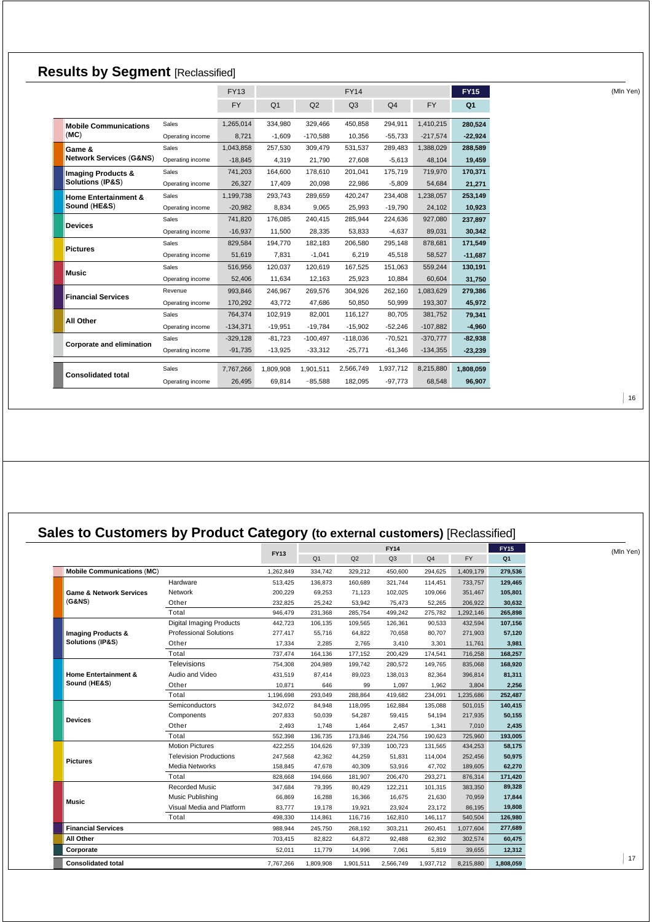## Results by Segment [Reclassified]

(Mln Yen)

| | | FY13 | FY14 | | | | | FY15 |
|---|---|---|---|---|---|---|---|---|
| | | FY | Q1 | Q2 | Q3 | Q4 | FY | Q1 |
| Mobile Communications (MC) | Sales | 1,265,014 | 334,980 | 329,466 | 450,858 | 294,911 | 1,410,215 | **280,524** |
| | Operating income | 8,721 | -1,609 | -170,588 | 10,356 | -55,733 | -217,574 | **-22,924** |
| Game & Network Services (G&NS) | Sales | 1,043,858 | 257,530 | 309,479 | 531,537 | 289,483 | 1,388,029 | **288,589** |
| | Operating income | -18,845 | 4,319 | 21,790 | 27,608 | -5,613 | 48,104 | **19,459** |
| Imaging Products & Solutions (IP&S) | Sales | 741,203 | 164,600 | 178,610 | 201,041 | 175,719 | 719,970 | **170,371** |
| | Operating income | 26,327 | 17,409 | 20,098 | 22,986 | -5,809 | 54,684 | **21,271** |
| Home Entertainment & Sound (HE&S) | Sales | 1,199,738 | 293,743 | 289,659 | 420,247 | 234,408 | 1,238,057 | **253,149** |
| | Operating income | -20,982 | 8,834 | 9,065 | 25,993 | -19,790 | 24,102 | **10,923** |
| Devices | Sales | 741,820 | 176,085 | 240,415 | 285,944 | 224,636 | 927,080 | **237,897** |
| | Operating income | -16,937 | 11,500 | 28,335 | 53,833 | -4,637 | 89,031 | **30,342** |
| Pictures | Sales | 829,584 | 194,770 | 182,183 | 206,580 | 295,148 | 878,681 | **171,549** |
| | Operating income | 51,619 | 7,831 | -1,041 | 6,219 | 45,518 | 58,527 | **-11,687** |
| Music | Sales | 516,956 | 120,037 | 120,619 | 167,525 | 151,063 | 559,244 | **130,191** |
| | Operating income | 52,406 | 11,634 | 12,163 | 25,923 | 10,884 | 60,604 | **31,750** |
| Financial Services | Revenue | 993,846 | 246,967 | 269,576 | 304,926 | 262,160 | 1,083,629 | **279,386** |
| | Operating income | 170,292 | 43,772 | 47,686 | 50,850 | 50,999 | 193,307 | **45,972** |
| All Other | Sales | 764,374 | 102,919 | 82,001 | 116,127 | 80,705 | 381,752 | **79,341** |
| | Operating income | -134,371 | -19,951 | -19,784 | -15,902 | -52,246 | -107,882 | **-4,960** |
| Corporate and elimination | Sales | -329,128 | -81,723 | -100,497 | -118,036 | -70,521 | -370,777 | **-82,938** |
| | Operating income | -91,735 | -13,925 | -33,312 | -25,771 | -61,346 | -134,355 | **-23,239** |
| Consolidated total | Sales | 7,767,266 | 1,809,908 | 1,901,511 | 2,566,749 | 1,937,712 | 8,215,880 | **1,808,059** |
| | Operating income | 26,495 | 69,814 | -85,588 | 182,095 | -97,773 | 68,548 | **96,907** |

## Sales to Customers by Product Category (to external customers) [Reclassified]

(Mln Yen)

| | | FY13 | FY14 | | | | | FY15 |
|---|---|---|---|---|---|---|---|---|
| | | | Q1 | Q2 | Q3 | Q4 | FY | Q1 |
| **Mobile Communications (MC)** | | 1,262,849 | 334,742 | 329,212 | 450,600 | 294,625 | 1,409,179 | **279,536** |
| **Game & Network Services (G&NS)** | Hardware | 513,425 | 136,873 | 160,689 | 321,744 | 114,451 | 733,757 | **129,465** |
| | Network | 200,229 | 69,253 | 71,123 | 102,025 | 109,066 | 351,467 | **105,801** |
| | Other | 232,825 | 25,242 | 53,942 | 75,473 | 52,265 | 206,922 | **30,632** |
| | Total | 946,479 | 231,368 | 285,754 | 499,242 | 275,782 | 1,292,146 | **265,898** |
| **Imaging Products & Solutions (IP&S)** | Digital Imaging Products | 442,723 | 106,135 | 109,565 | 126,361 | 90,533 | 432,594 | **107,156** |
| | Professional Solutions | 277,417 | 55,716 | 64,822 | 70,658 | 80,707 | 271,903 | **57,120** |
| | Other | 17,334 | 2,285 | 2,765 | 3,410 | 3,301 | 11,761 | **3,981** |
| | Total | 737,474 | 164,136 | 177,152 | 200,429 | 174,541 | 716,258 | **168,257** |
| **Home Entertainment & Sound (HE&S)** | Televisions | 754,308 | 204,989 | 199,742 | 280,572 | 149,765 | 835,068 | **168,920** |
| | Audio and Video | 431,519 | 87,414 | 89,023 | 138,013 | 82,364 | 396,814 | **81,311** |
| | Other | 10,871 | 646 | 99 | 1,097 | 1,962 | 3,804 | **2,256** |
| | Total | 1,196,698 | 293,049 | 288,864 | 419,682 | 234,091 | 1,235,686 | **252,487** |
| **Devices** | Semiconductors | 342,072 | 84,948 | 118,095 | 162,884 | 135,088 | 501,015 | **140,415** |
| | Components | 207,833 | 50,039 | 54,287 | 59,415 | 54,194 | 217,935 | **50,155** |
| | Other | 2,493 | 1,748 | 1,464 | 2,457 | 1,341 | 7,010 | **2,435** |
| | Total | 552,398 | 136,735 | 173,846 | 224,756 | 190,623 | 725,960 | **193,005** |
| **Pictures** | Motion Pictures | 422,255 | 104,626 | 97,339 | 100,723 | 131,565 | 434,253 | **58,175** |
| | Television Productions | 247,568 | 42,362 | 44,259 | 51,831 | 114,004 | 252,456 | **50,975** |
| | Media Networks | 158,845 | 47,678 | 40,309 | 53,916 | 47,702 | 189,605 | **62,270** |
| | Total | 828,668 | 194,666 | 181,907 | 206,470 | 293,271 | 876,314 | **171,420** |
| **Music** | Recorded Music | 347,684 | 79,395 | 80,429 | 122,211 | 101,315 | 383,350 | **89,328** |
| | Music Publishing | 66,869 | 16,288 | 16,366 | 16,675 | 21,630 | 70,959 | **17,844** |
| | Visual Media and Platform | 83,777 | 19,178 | 19,921 | 23,924 | 23,172 | 86,195 | **19,808** |
| | Total | 498,330 | 114,861 | 116,716 | 162,810 | 146,117 | 540,504 | **126,980** |
| **Financial Services** | | 988,944 | 245,750 | 268,192 | 303,211 | 260,451 | 1,077,604 | **277,689** |
| **All Other** | | 703,415 | 82,822 | 64,872 | 92,488 | 62,392 | 302,574 | **60,475** |
| **Corporate** | | 52,011 | 11,779 | 14,996 | 7,061 | 5,819 | 39,655 | **12,312** |
| **Consolidated total** | | 7,767,266 | 1,809,908 | 1,901,511 | 2,566,749 | 1,937,712 | 8,215,880 | **1,808,059** |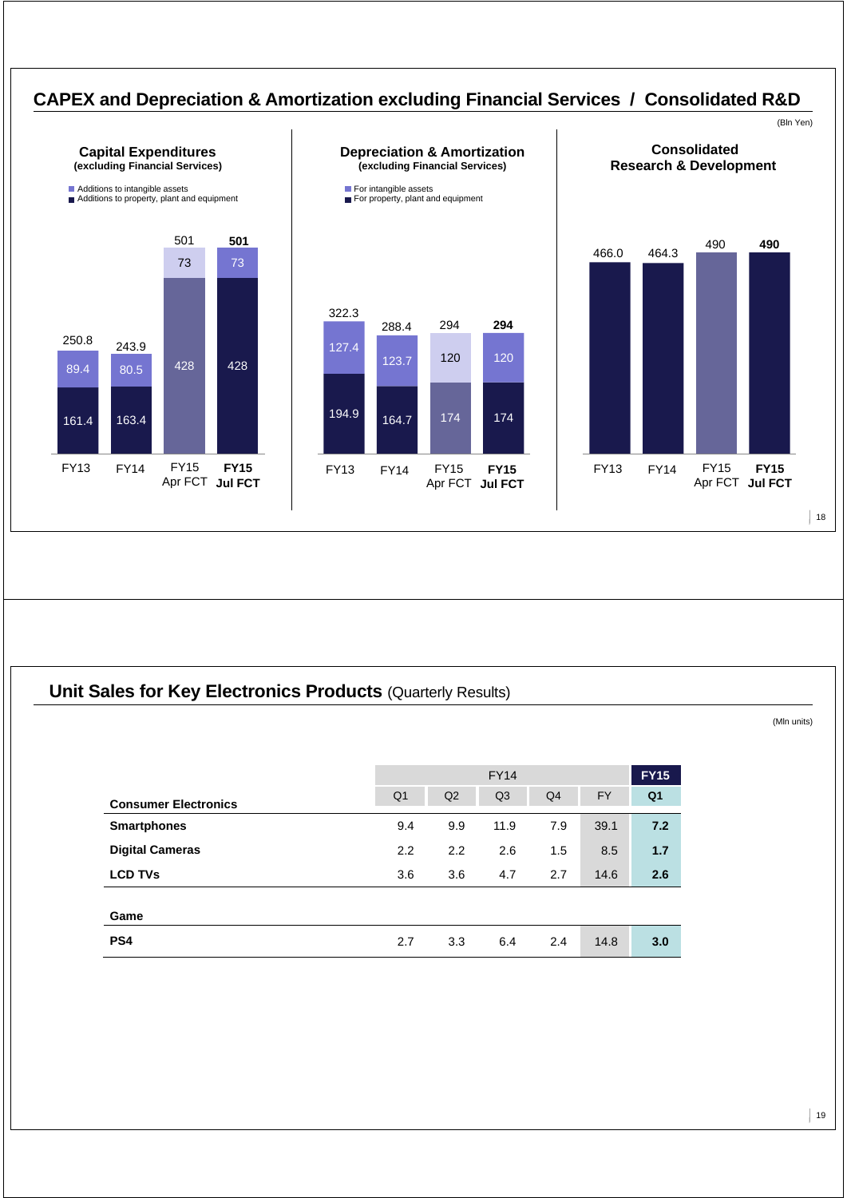## CAPEX and Depreciation & Amortization excluding Financial Services / Consolidated R&D

(Bln Yen)

### Capital Expenditures (excluding Financial Services)

| | FY13 | FY14 | FY15 Apr FCT | **FY15 Jul FCT** |
|---|---|---|---|---|
| Additions to intangible assets | 89.4 | 80.5 | 73 | 73 |
| Additions to property, plant and equipment | 161.4 | 163.4 | 428 | 428 |
| Total | 250.8 | 243.9 | 501 | **501** |

### Depreciation & Amortization (excluding Financial Services)

| | FY13 | FY14 | FY15 Apr FCT | **FY15 Jul FCT** |
|---|---|---|---|---|
| For intangible assets | 127.4 | 123.7 | 120 | 120 |
| For property, plant and equipment | 194.9 | 164.7 | 174 | 174 |
| Total | 322.3 | 288.4 | 294 | **294** |

### Consolidated Research & Development

| | FY13 | FY14 | FY15 Apr FCT | **FY15 Jul FCT** |
|---|---|---|---|---|
| Consolidated R&D | 466.0 | 464.3 | 490 | **490** |

## Unit Sales for Key Electronics Products (Quarterly Results)

(Mln units)

| | FY14 | | | | | **FY15** |
|---|---|---|---|---|---|---|
| **Consumer Electronics** | Q1 | Q2 | Q3 | Q4 | FY | **Q1** |
| **Smartphones** | 9.4 | 9.9 | 11.9 | 7.9 | 39.1 | **7.2** |
| **Digital Cameras** | 2.2 | 2.2 | 2.6 | 1.5 | 8.5 | **1.7** |
| **LCD TVs** | 3.6 | 3.6 | 4.7 | 2.7 | 14.6 | **2.6** |
| **Game** | | | | | | |
| **PS4** | 2.7 | 3.3 | 6.4 | 2.4 | 14.8 | **3.0** |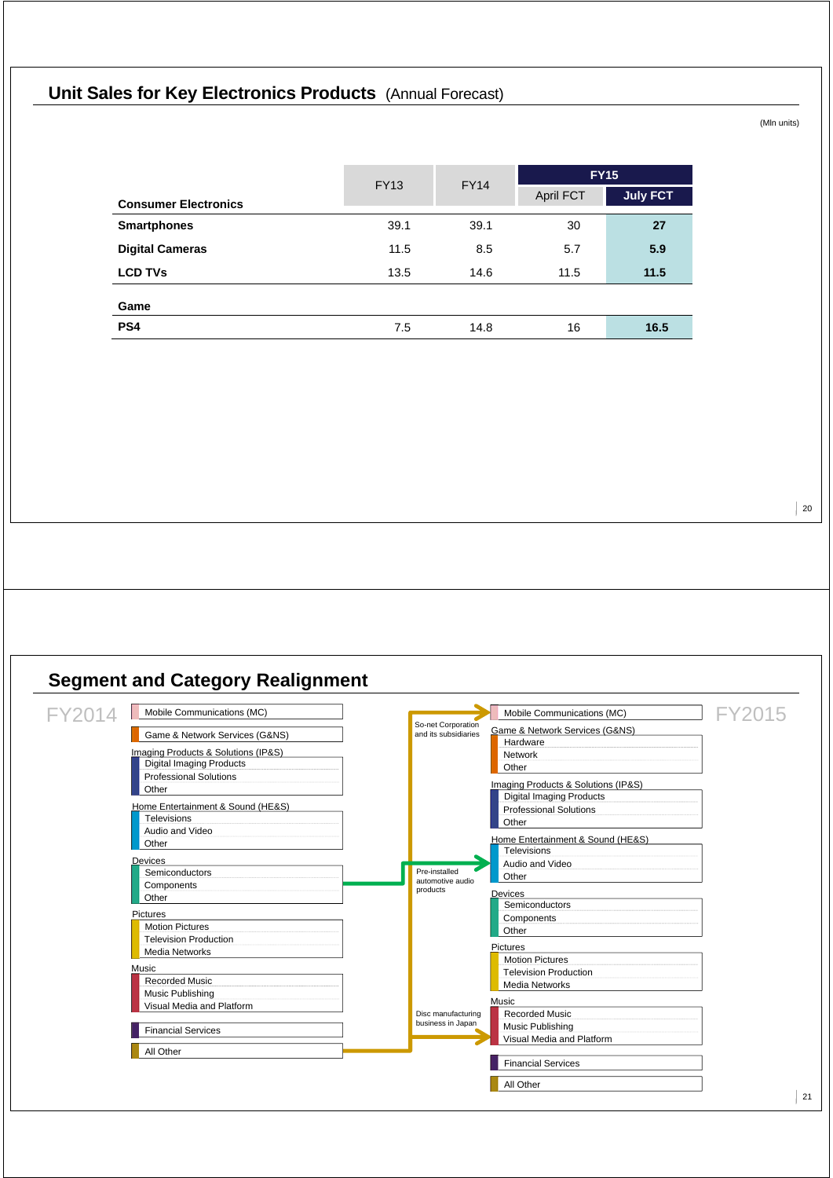## Unit Sales for Key Electronics Products (Annual Forecast)

(Mln units)

| Consumer Electronics | FY13 | FY14 | FY15 | |
|---|---|---|---|---|
| | | | April FCT | July FCT |
| **Smartphones** | 39.1 | 39.1 | 30 | **27** |
| **Digital Cameras** | 11.5 | 8.5 | 5.7 | **5.9** |
| **LCD TVs** | 13.5 | 14.6 | 11.5 | **11.5** |
| **Game** | | | | |
| **PS4** | 7.5 | 14.8 | 16 | **16.5** |

## Segment and Category Realignment

**FY2014**

- Mobile Communications (MC)
- Game & Network Services (G&NS)
- Imaging Products & Solutions (IP&S)
  - Digital Imaging Products
  - Professional Solutions
  - Other
- Home Entertainment & Sound (HE&S)
  - Televisions
  - Audio and Video
  - Other
- Devices
  - Semiconductors
  - Components
  - Other
- Pictures
  - Motion Pictures
  - Television Production
  - Media Networks
- Music
  - Recorded Music
  - Music Publishing
  - Visual Media and Platform
- Financial Services
- All Other

**Transfers:**

- So-net Corporation and its subsidiaries: All Other → Mobile Communications (MC)
- Pre-installed automotive audio products: Devices → Home Entertainment & Sound (HE&S)
- Disc manufacturing business in Japan: All Other → Music

**FY2015**

- Mobile Communications (MC)
- Game & Network Services (G&NS)
  - Hardware
  - Network
  - Other
- Imaging Products & Solutions (IP&S)
  - Digital Imaging Products
  - Professional Solutions
  - Other
- Home Entertainment & Sound (HE&S)
  - Televisions
  - Audio and Video
  - Other
- Devices
  - Semiconductors
  - Components
  - Other
- Pictures
  - Motion Pictures
  - Television Production
  - Media Networks
- Music
  - Recorded Music
  - Music Publishing
  - Visual Media and Platform
- Financial Services
- All Other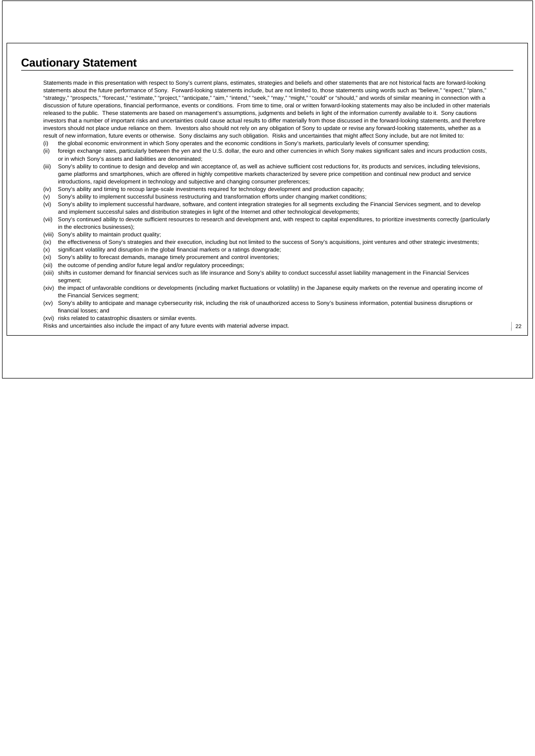## Cautionary Statement

Statements made in this presentation with respect to Sony's current plans, estimates, strategies and beliefs and other statements that are not historical facts are forward-looking statements about the future performance of Sony. Forward-looking statements include, but are not limited to, those statements using words such as "believe," "expect," "plans," "strategy," "prospects," "forecast," "estimate," "project," "anticipate," "aim," "intend," "seek," "may," "might," "could" or "should," and words of similar meaning in connection with a discussion of future operations, financial performance, events or conditions. From time to time, oral or written forward-looking statements may also be included in other materials released to the public. These statements are based on management's assumptions, judgments and beliefs in light of the information currently available to it. Sony cautions investors that a number of important risks and uncertainties could cause actual results to differ materially from those discussed in the forward-looking statements, and therefore investors should not place undue reliance on them. Investors also should not rely on any obligation of Sony to update or revise any forward-looking statements, whether as a result of new information, future events or otherwise. Sony disclaims any such obligation. Risks and uncertainties that might affect Sony include, but are not limited to:

- (i) the global economic environment in which Sony operates and the economic conditions in Sony's markets, particularly levels of consumer spending;
- (ii) foreign exchange rates, particularly between the yen and the U.S. dollar, the euro and other currencies in which Sony makes significant sales and incurs production costs, or in which Sony's assets and liabilities are denominated;
- (iii) Sony's ability to continue to design and develop and win acceptance of, as well as achieve sufficient cost reductions for, its products and services, including televisions, game platforms and smartphones, which are offered in highly competitive markets characterized by severe price competition and continual new product and service introductions, rapid development in technology and subjective and changing consumer preferences;
- (iv) Sony's ability and timing to recoup large-scale investments required for technology development and production capacity;
- (v) Sony's ability to implement successful business restructuring and transformation efforts under changing market conditions;
- (vi) Sony's ability to implement successful hardware, software, and content integration strategies for all segments excluding the Financial Services segment, and to develop and implement successful sales and distribution strategies in light of the Internet and other technological developments;
- (vii) Sony's continued ability to devote sufficient resources to research and development and, with respect to capital expenditures, to prioritize investments correctly (particularly in the electronics businesses);
- (viii) Sony's ability to maintain product quality;
- (ix) the effectiveness of Sony's strategies and their execution, including but not limited to the success of Sony's acquisitions, joint ventures and other strategic investments;
- (x) significant volatility and disruption in the global financial markets or a ratings downgrade;
- (xi) Sony's ability to forecast demands, manage timely procurement and control inventories;
- (xii) the outcome of pending and/or future legal and/or regulatory proceedings;
- (xiii) shifts in customer demand for financial services such as life insurance and Sony's ability to conduct successful asset liability management in the Financial Services segment;
- (xiv) the impact of unfavorable conditions or developments (including market fluctuations or volatility) in the Japanese equity markets on the revenue and operating income of the Financial Services segment;
- (xv) Sony's ability to anticipate and manage cybersecurity risk, including the risk of unauthorized access to Sony's business information, potential business disruptions or financial losses; and
- (xvi) risks related to catastrophic disasters or similar events.

Risks and uncertainties also include the impact of any future events with material adverse impact.